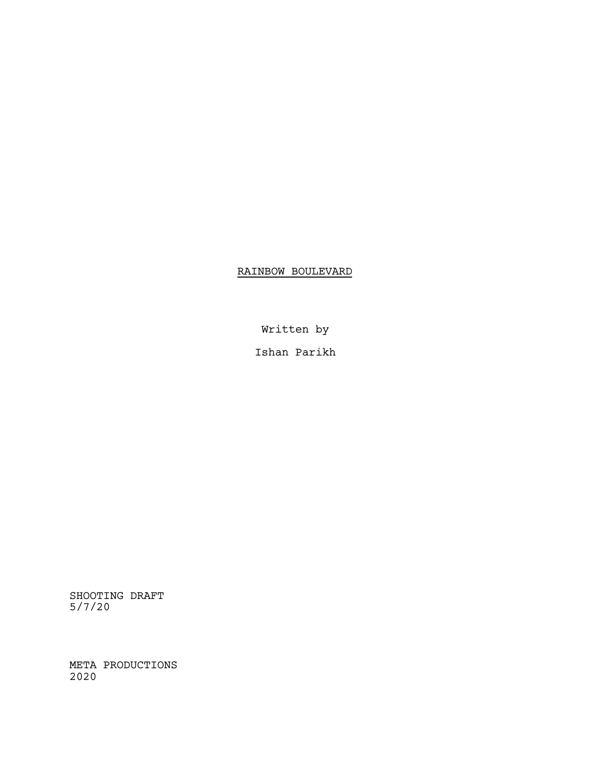# RAINBOW BOULEVARD

Written by

Ishan Parikh

SHOOTING DRAFT
5/7/20

META PRODUCTIONS
2020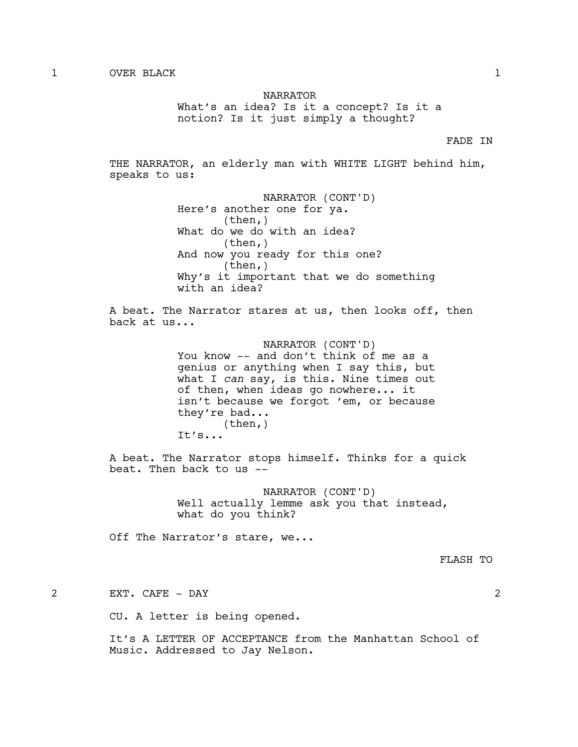1 OVER BLACK 1

NARRATOR
What's an idea? Is it a concept? Is it a notion? Is it just simply a thought?

FADE IN

THE NARRATOR, an elderly man with WHITE LIGHT behind him, speaks to us:

NARRATOR (CONT'D)
Here's another one for ya.
(then,)
What do we do with an idea?
(then,)
And now you ready for this one?
(then,)
Why's it important that we do something with an idea?

A beat. The Narrator stares at us, then looks off, then back at us...

NARRATOR (CONT'D)
You know -- and don't think of me as a genius or anything when I say this, but what I *can* say, is this. Nine times out of then, when ideas go nowhere... it isn't because we forgot 'em, or because they're bad...
(then,)
It's...

A beat. The Narrator stops himself. Thinks for a quick beat. Then back to us --

NARRATOR (CONT'D)
Well actually lemme ask you that instead, what do you think?

Off The Narrator's stare, we...

FLASH TO

2 EXT. CAFE - DAY 2

CU. A letter is being opened.

It's A LETTER OF ACCEPTANCE from the Manhattan School of Music. Addressed to Jay Nelson.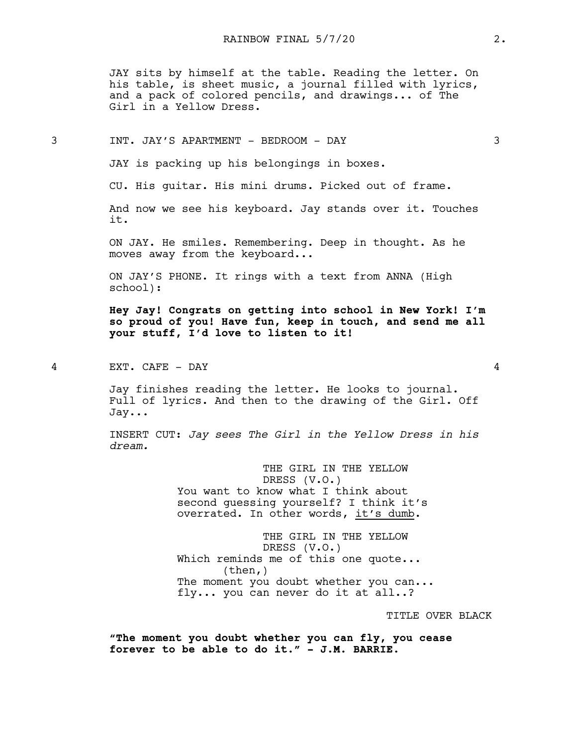JAY sits by himself at the table. Reading the letter. On his table, is sheet music, a journal filled with lyrics, and a pack of colored pencils, and drawings... of The Girl in a Yellow Dress.

3 INT. JAY'S APARTMENT - BEDROOM - DAY 3

JAY is packing up his belongings in boxes.

CU. His guitar. His mini drums. Picked out of frame.

And now we see his keyboard. Jay stands over it. Touches it.

ON JAY. He smiles. Remembering. Deep in thought. As he moves away from the keyboard...

ON JAY'S PHONE. It rings with a text from ANNA (High school):

**Hey Jay! Congrats on getting into school in New York! I'm so proud of you! Have fun, keep in touch, and send me all your stuff, I'd love to listen to it!**

4 EXT. CAFE - DAY 4

Jay finishes reading the letter. He looks to journal. Full of lyrics. And then to the drawing of the Girl. Off Jay...

INSERT CUT: *Jay sees The Girl in the Yellow Dress in his dream.*

THE GIRL IN THE YELLOW DRESS (V.O.)
You want to know what I think about second guessing yourself? I think it's overrated. In other words, it's dumb.

THE GIRL IN THE YELLOW DRESS (V.O.)
Which reminds me of this one quote...
(then,)
The moment you doubt whether you can... fly... you can never do it at all..?

TITLE OVER BLACK

**"The moment you doubt whether you can fly, you cease forever to be able to do it." - J.M. BARRIE.**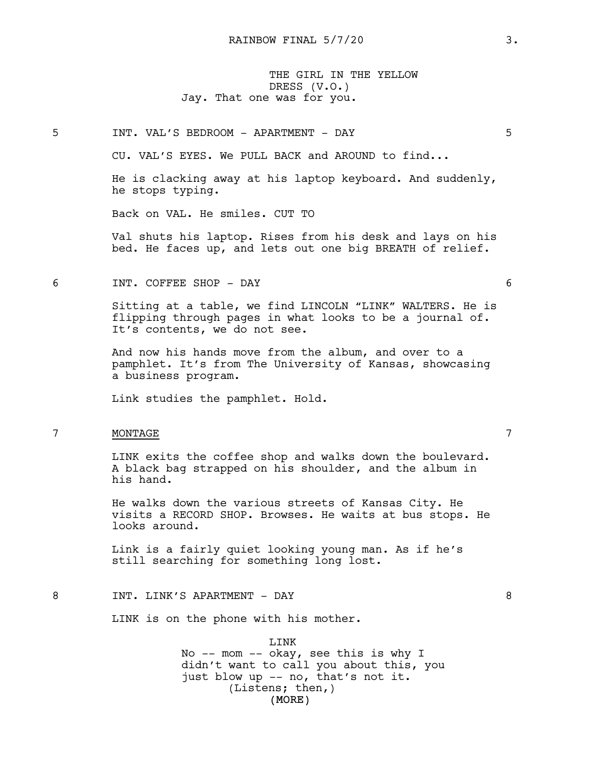THE GIRL IN THE YELLOW DRESS (V.O.)
Jay. That one was for you.

**5 INT. VAL'S BEDROOM - APARTMENT - DAY 5**

CU. VAL'S EYES. We PULL BACK and AROUND to find...

He is clacking away at his laptop keyboard. And suddenly, he stops typing.

Back on VAL. He smiles. CUT TO

Val shuts his laptop. Rises from his desk and lays on his bed. He faces up, and lets out one big BREATH of relief.

**6 INT. COFFEE SHOP - DAY 6**

Sitting at a table, we find LINCOLN "LINK" WALTERS. He is flipping through pages in what looks to be a journal of. It's contents, we do not see.

And now his hands move from the album, and over to a pamphlet. It's from The University of Kansas, showcasing a business program.

Link studies the pamphlet. Hold.

**7 MONTAGE 7**

LINK exits the coffee shop and walks down the boulevard. A black bag strapped on his shoulder, and the album in his hand.

He walks down the various streets of Kansas City. He visits a RECORD SHOP. Browses. He waits at bus stops. He looks around.

Link is a fairly quiet looking young man. As if he's still searching for something long lost.

**8 INT. LINK'S APARTMENT - DAY 8**

LINK is on the phone with his mother.

LINK
No -- mom -- okay, see this is why I didn't want to call you about this, you just blow up -- no, that's not it.
(Listens; then,)
(MORE)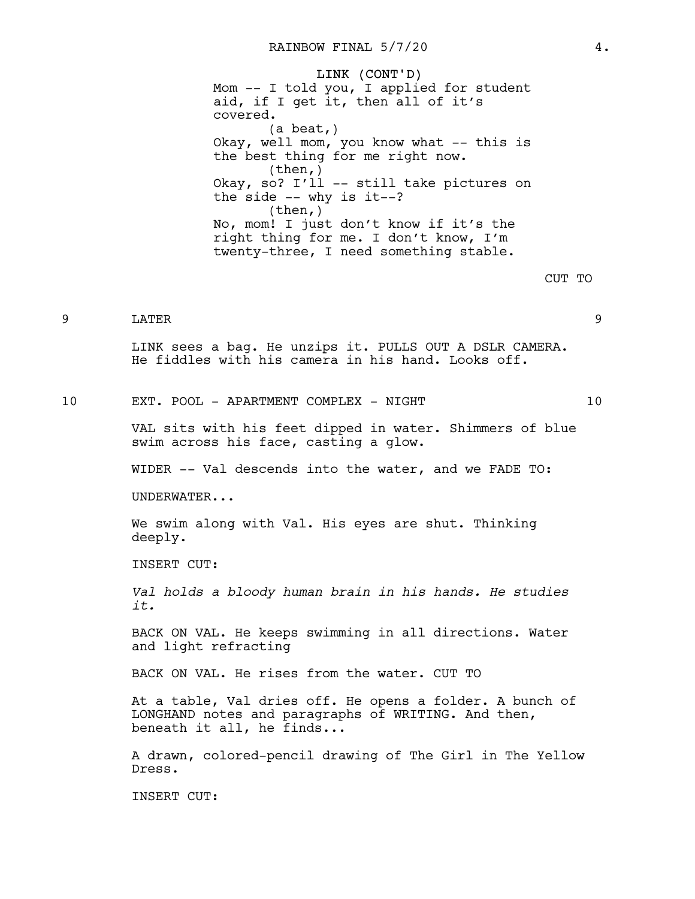LINK (CONT'D)
Mom -- I told you, I applied for student aid, if I get it, then all of it's covered.
(a beat,)
Okay, well mom, you know what -- this is the best thing for me right now.
(then,)
Okay, so? I'll -- still take pictures on the side -- why is it--?
(then,)
No, mom! I just don't know if it's the right thing for me. I don't know, I'm twenty-three, I need something stable.

CUT TO

9 LATER 9

LINK sees a bag. He unzips it. PULLS OUT A DSLR CAMERA. He fiddles with his camera in his hand. Looks off.

10 EXT. POOL - APARTMENT COMPLEX - NIGHT 10

VAL sits with his feet dipped in water. Shimmers of blue swim across his face, casting a glow.

WIDER -- Val descends into the water, and we FADE TO:

UNDERWATER...

We swim along with Val. His eyes are shut. Thinking deeply.

INSERT CUT:

*Val holds a bloody human brain in his hands. He studies it.*

BACK ON VAL. He keeps swimming in all directions. Water and light refracting

BACK ON VAL. He rises from the water. CUT TO

At a table, Val dries off. He opens a folder. A bunch of LONGHAND notes and paragraphs of WRITING. And then, beneath it all, he finds...

A drawn, colored-pencil drawing of The Girl in The Yellow Dress.

INSERT CUT: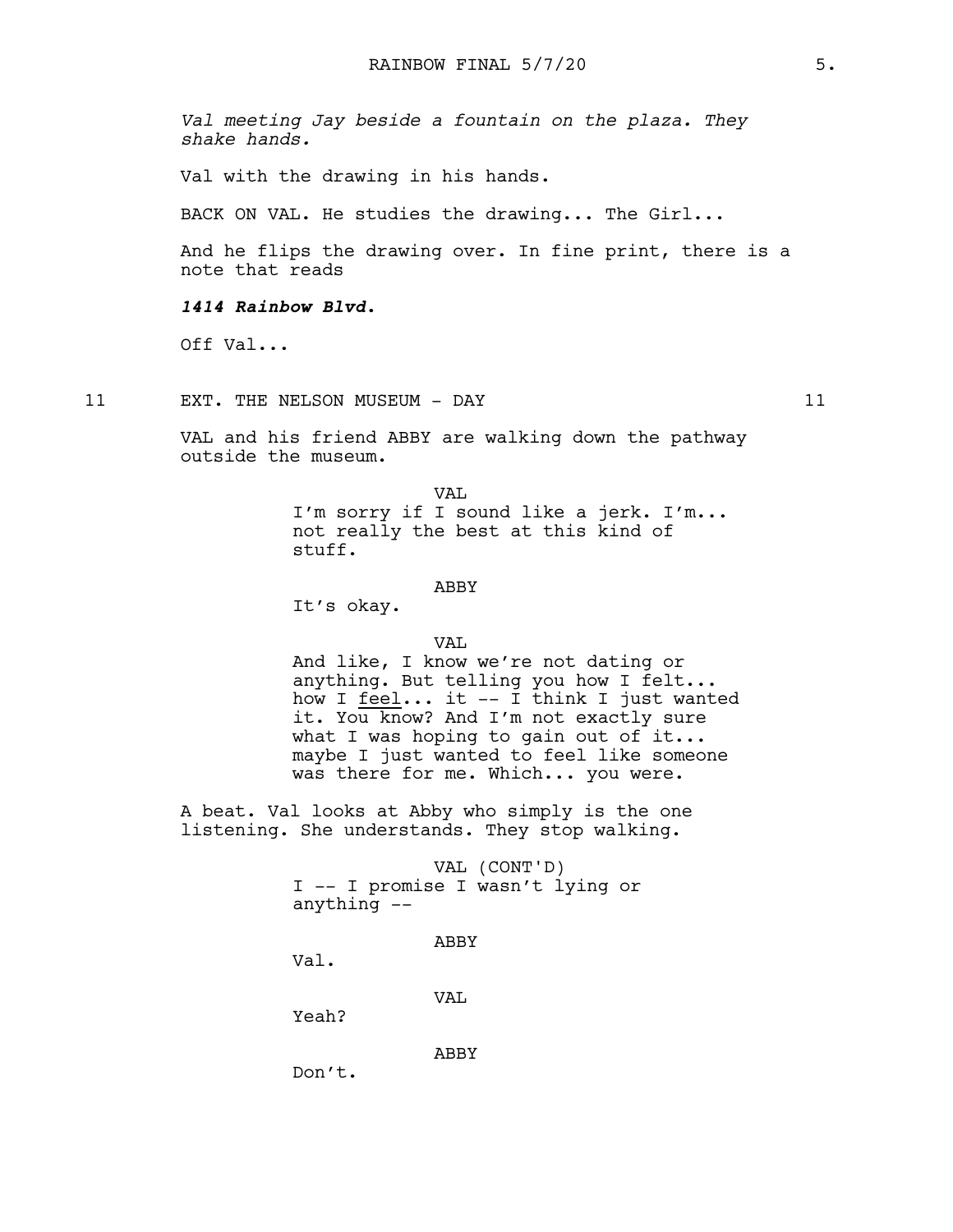*Val meeting Jay beside a fountain on the plaza. They shake hands.*

Val with the drawing in his hands.

BACK ON VAL. He studies the drawing... The Girl...

And he flips the drawing over. In fine print, there is a note that reads

***1414 Rainbow Blvd.***

Off Val...

11 EXT. THE NELSON MUSEUM - DAY 11

VAL and his friend ABBY are walking down the pathway outside the museum.

VAL

I'm sorry if I sound like a jerk. I'm... not really the best at this kind of stuff.

ABBY

It's okay.

VAL

And like, I know we're not dating or anything. But telling you how I felt... how I feel... it -- I think I just wanted it. You know? And I'm not exactly sure what I was hoping to gain out of it... maybe I just wanted to feel like someone was there for me. Which... you were.

A beat. Val looks at Abby who simply is the one listening. She understands. They stop walking.

VAL (CONT'D)

I -- I promise I wasn't lying or anything --

ABBY

Val.

VAL

Yeah?

ABBY

Don't.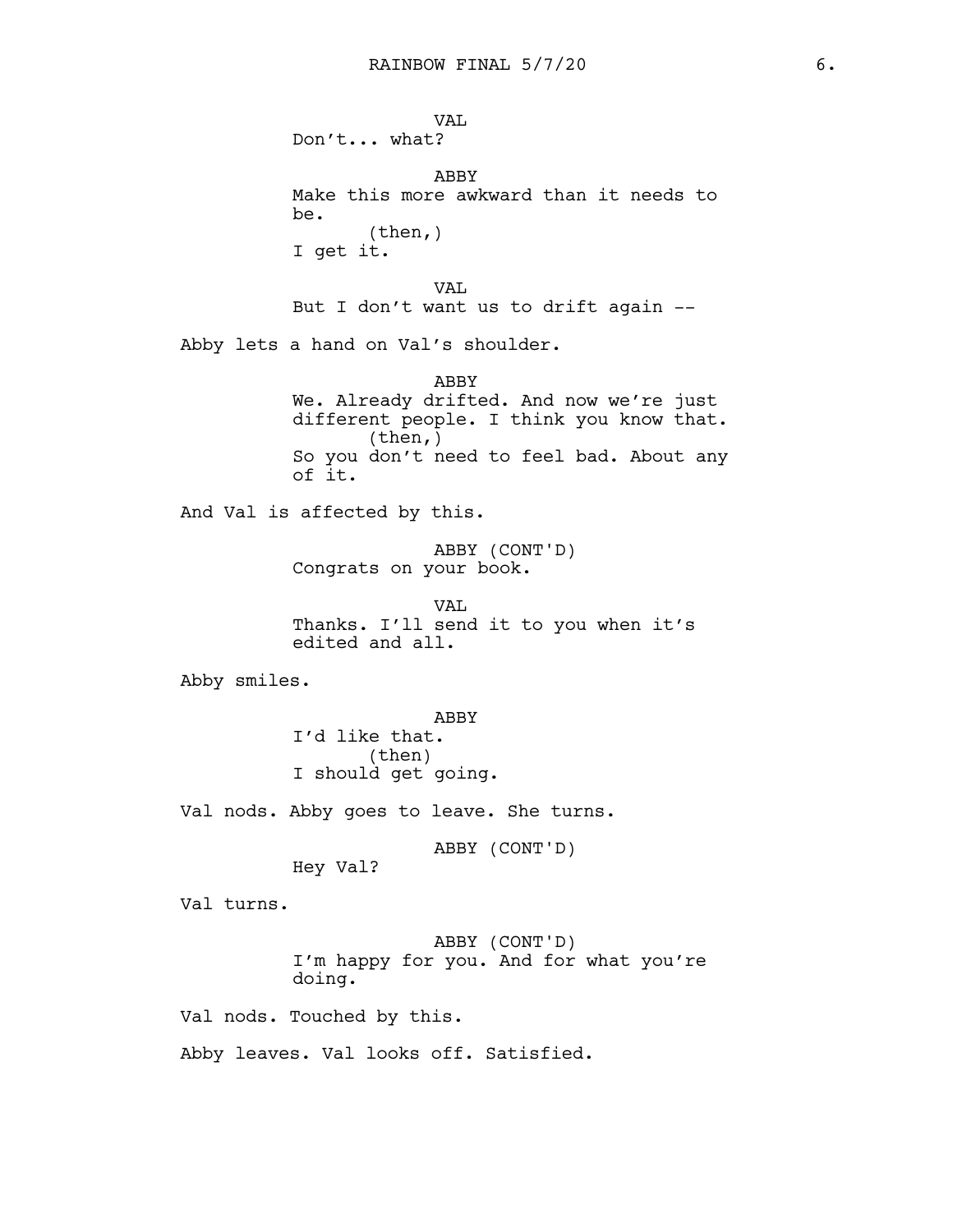VAL
Don't... what?

ABBY
Make this more awkward than it needs to be.
(then,)
I get it.

VAL
But I don't want us to drift again --

Abby lets a hand on Val's shoulder.

ABBY
We. Already drifted. And now we're just different people. I think you know that.
(then,)
So you don't need to feel bad. About any of it.

And Val is affected by this.

ABBY (CONT'D)
Congrats on your book.

VAL
Thanks. I'll send it to you when it's edited and all.

Abby smiles.

ABBY
I'd like that.
(then)
I should get going.

Val nods. Abby goes to leave. She turns.

ABBY (CONT'D)
Hey Val?

Val turns.

ABBY (CONT'D)
I'm happy for you. And for what you're doing.

Val nods. Touched by this.

Abby leaves. Val looks off. Satisfied.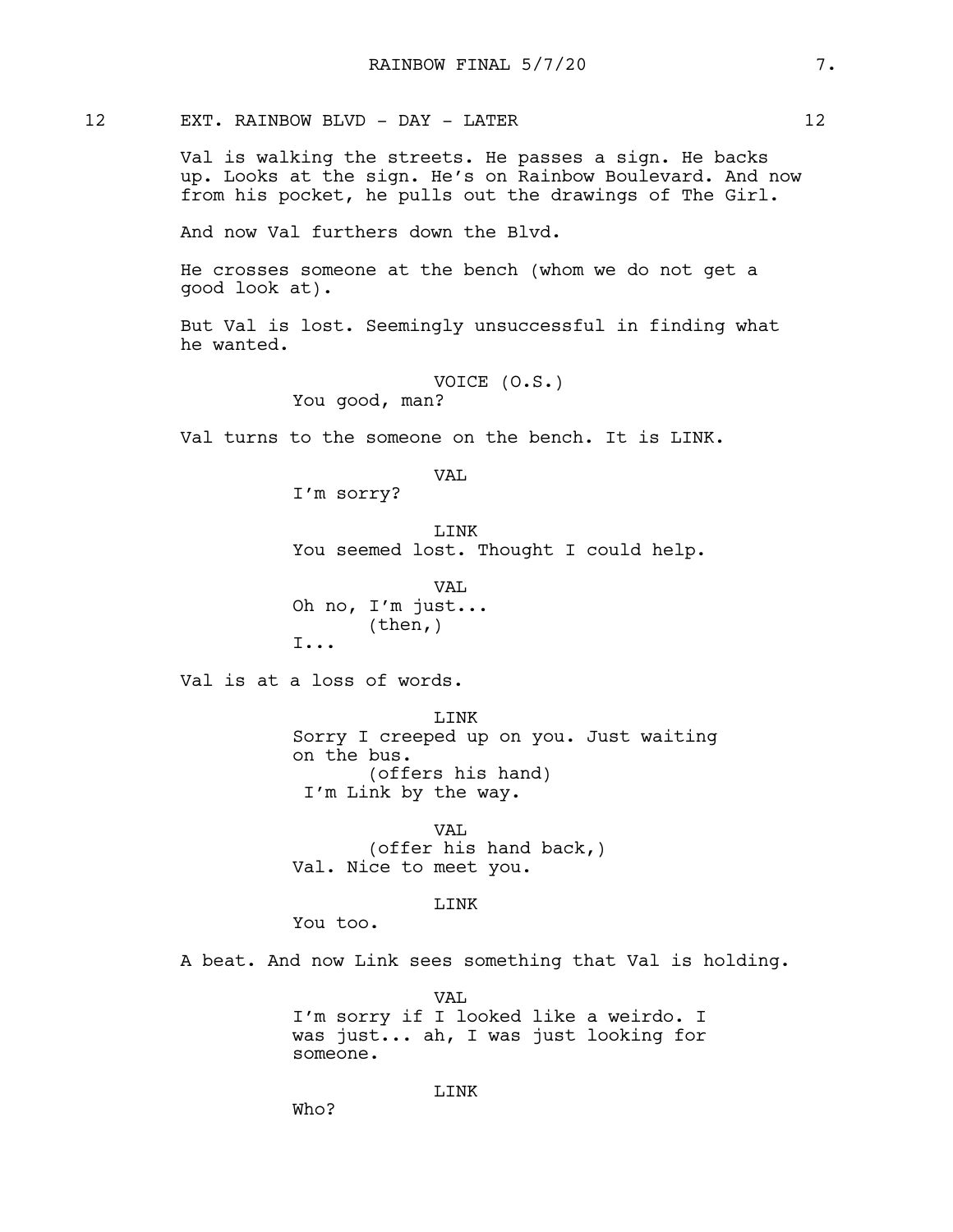12 EXT. RAINBOW BLVD - DAY - LATER 12

Val is walking the streets. He passes a sign. He backs up. Looks at the sign. He's on Rainbow Boulevard. And now from his pocket, he pulls out the drawings of The Girl.

And now Val furthers down the Blvd.

He crosses someone at the bench (whom we do not get a good look at).

But Val is lost. Seemingly unsuccessful in finding what he wanted.

VOICE (O.S.)
You good, man?

Val turns to the someone on the bench. It is LINK.

VAL
I'm sorry?

LINK
You seemed lost. Thought I could help.

VAL
Oh no, I'm just...
(then,)
I...

Val is at a loss of words.

LINK
Sorry I creeped up on you. Just waiting on the bus.
(offers his hand)
I'm Link by the way.

VAL
(offer his hand back,)
Val. Nice to meet you.

LINK
You too.

A beat. And now Link sees something that Val is holding.

VAL
I'm sorry if I looked like a weirdo. I was just... ah, I was just looking for someone.

LINK
Who?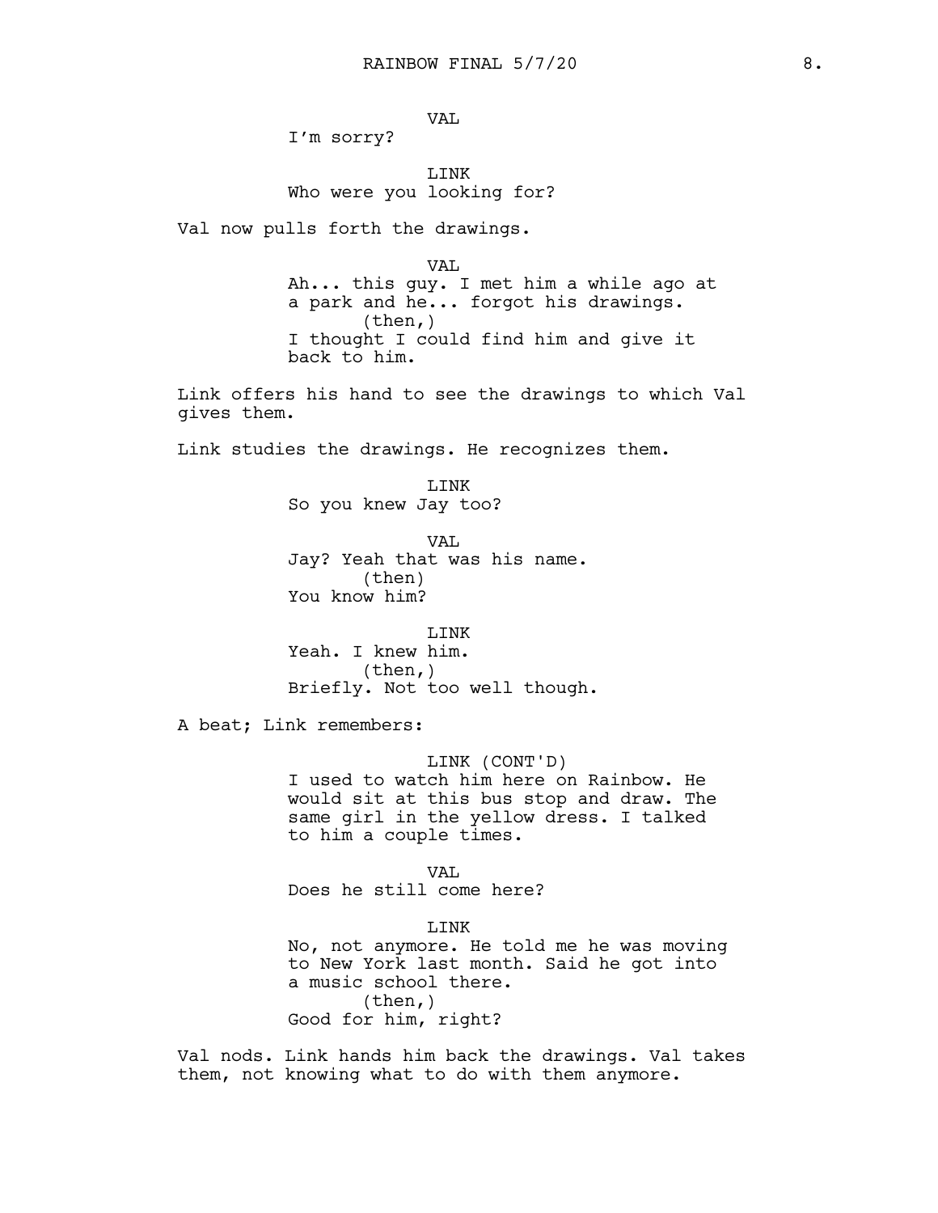VAL
I'm sorry?

LINK
Who were you looking for?

Val now pulls forth the drawings.

VAL
Ah... this guy. I met him a while ago at a park and he... forgot his drawings.
(then,)
I thought I could find him and give it back to him.

Link offers his hand to see the drawings to which Val gives them.

Link studies the drawings. He recognizes them.

LINK
So you knew Jay too?

VAL
Jay? Yeah that was his name.
(then)
You know him?

LINK
Yeah. I knew him.
(then,)
Briefly. Not too well though.

A beat; Link remembers:

LINK (CONT'D)
I used to watch him here on Rainbow. He would sit at this bus stop and draw. The same girl in the yellow dress. I talked to him a couple times.

VAL
Does he still come here?

LINK
No, not anymore. He told me he was moving to New York last month. Said he got into a music school there.
(then,)
Good for him, right?

Val nods. Link hands him back the drawings. Val takes them, not knowing what to do with them anymore.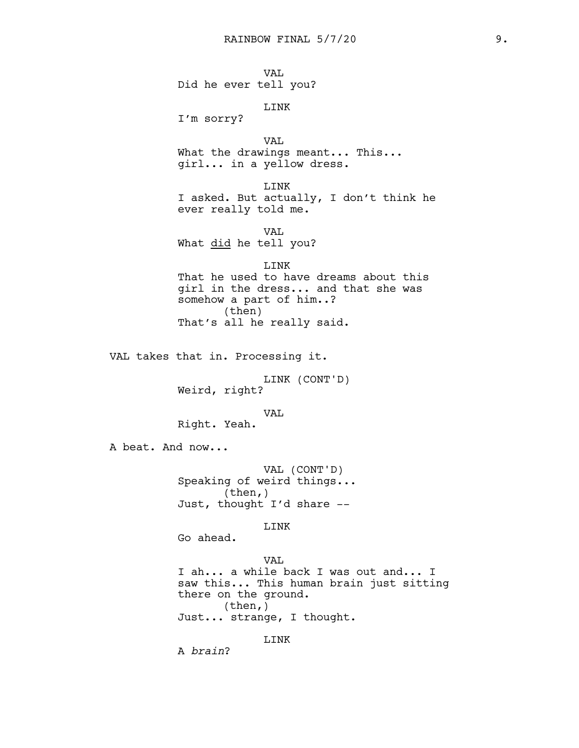VAL
Did he ever tell you?

LINK
I'm sorry?

VAL
What the drawings meant... This... girl... in a yellow dress.

LINK
I asked. But actually, I don't think he ever really told me.

VAL
What <u>did</u> he tell you?

LINK
That he used to have dreams about this girl in the dress... and that she was somehow a part of him..?
(then)
That's all he really said.

VAL takes that in. Processing it.

LINK (CONT'D)
Weird, right?

VAL
Right. Yeah.

A beat. And now...

VAL (CONT'D)
Speaking of weird things...
(then,)
Just, thought I'd share --

LINK
Go ahead.

VAL
I ah... a while back I was out and... I saw this... This human brain just sitting there on the ground.
(then,)
Just... strange, I thought.

LINK
A *brain*?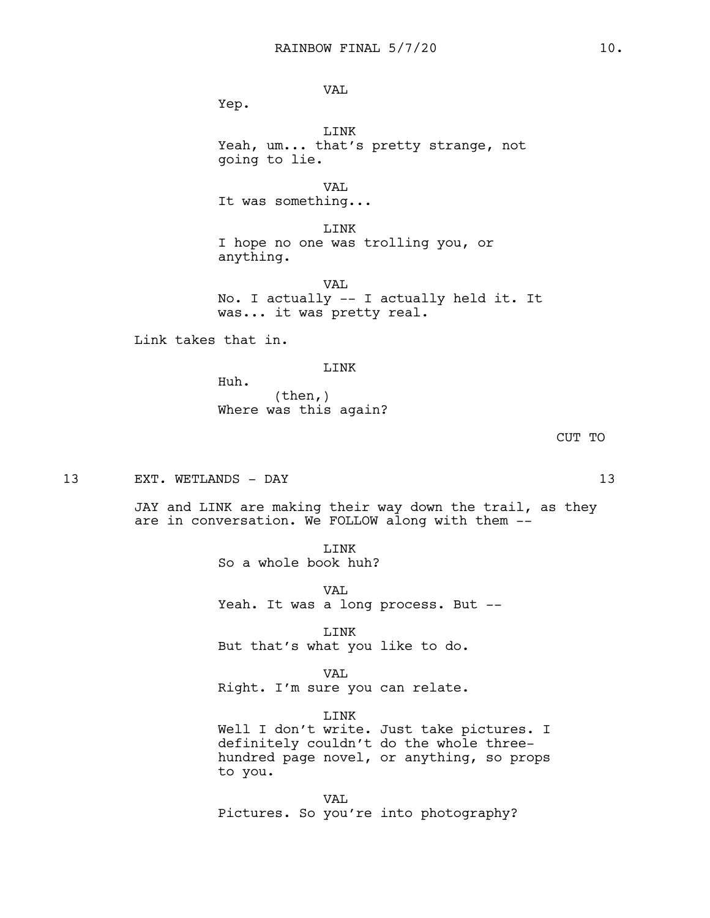VAL
Yep.

LINK
Yeah, um... that's pretty strange, not going to lie.

VAL
It was something...

LINK
I hope no one was trolling you, or anything.

VAL
No. I actually -- I actually held it. It was... it was pretty real.

Link takes that in.

LINK
Huh.
(then,)
Where was this again?

CUT TO

13 EXT. WETLANDS - DAY 13

JAY and LINK are making their way down the trail, as they are in conversation. We FOLLOW along with them --

LINK
So a whole book huh?

VAL
Yeah. It was a long process. But --

LINK
But that's what you like to do.

VAL
Right. I'm sure you can relate.

LINK
Well I don't write. Just take pictures. I definitely couldn't do the whole three-hundred page novel, or anything, so props to you.

VAL
Pictures. So you're into photography?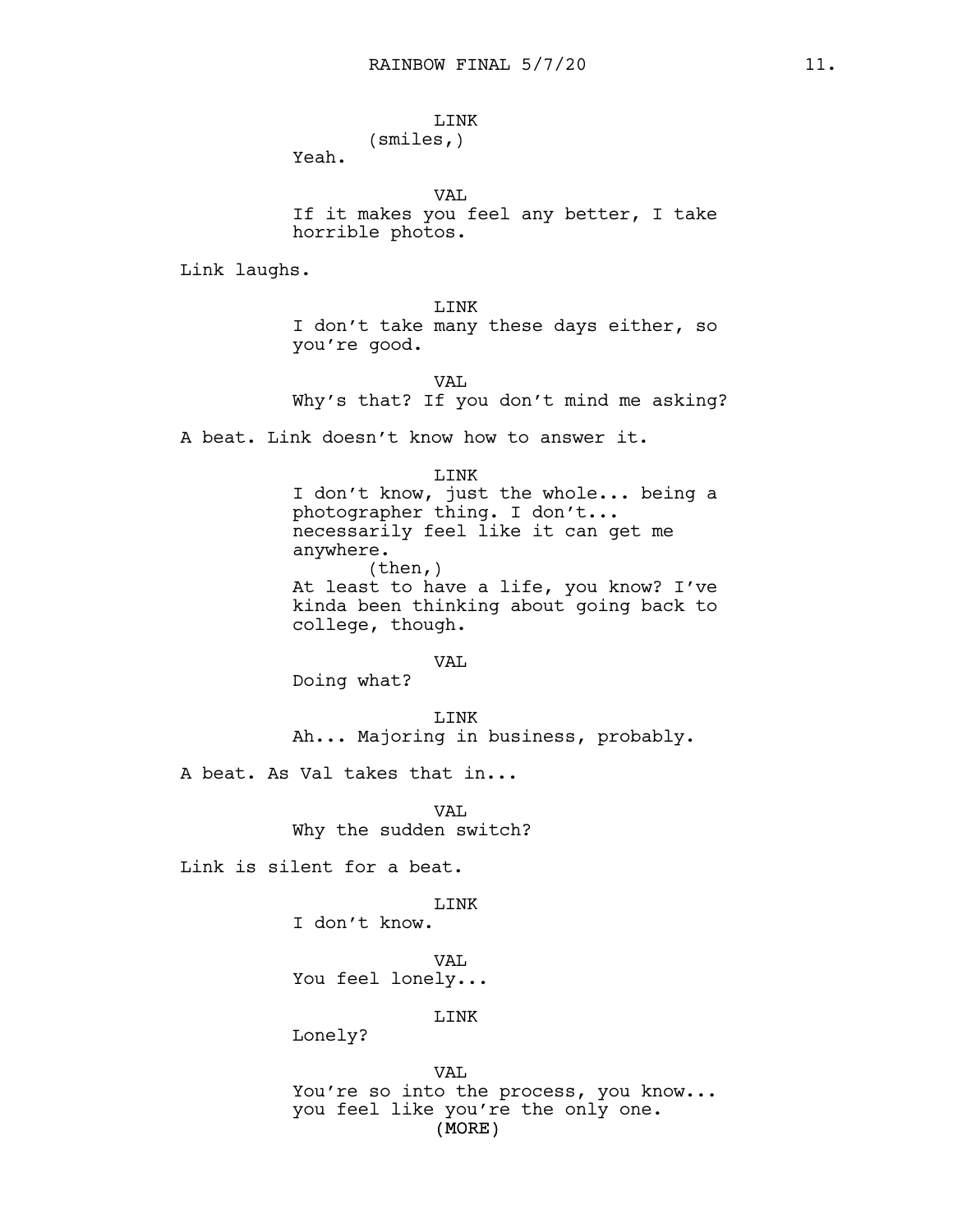LINK
(smiles,)
Yeah.

VAL
If it makes you feel any better, I take horrible photos.

Link laughs.

LINK
I don't take many these days either, so you're good.

VAL
Why's that? If you don't mind me asking?

A beat. Link doesn't know how to answer it.

LINK
I don't know, just the whole... being a photographer thing. I don't... necessarily feel like it can get me anywhere.
(then,)
At least to have a life, you know? I've kinda been thinking about going back to college, though.

VAL
Doing what?

LINK
Ah... Majoring in business, probably.

A beat. As Val takes that in...

VAL
Why the sudden switch?

Link is silent for a beat.

LINK
I don't know.

VAL
You feel lonely...

LINK
Lonely?

VAL
You're so into the process, you know... you feel like you're the only one.
(MORE)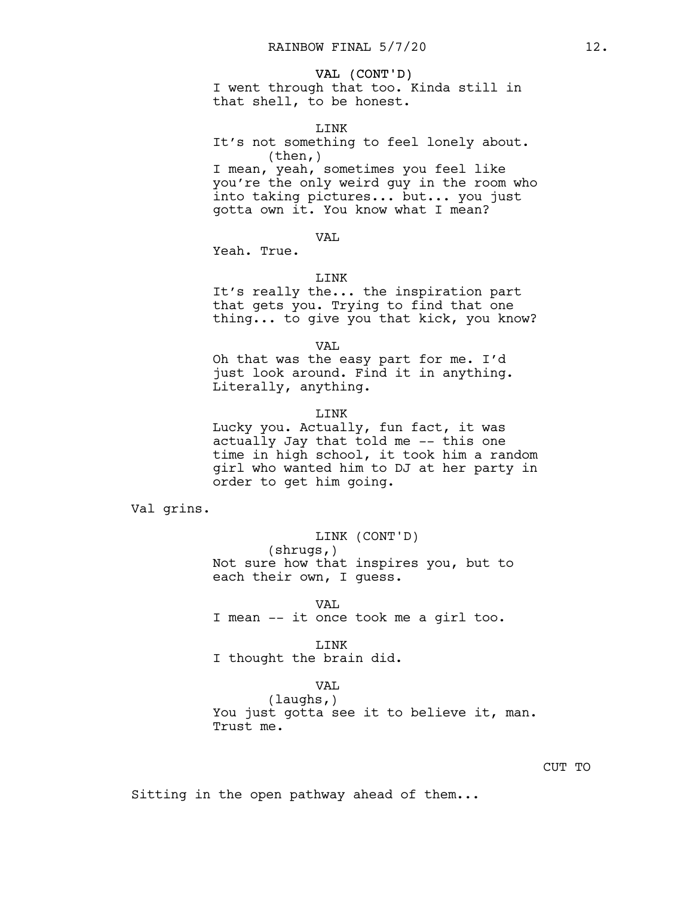VAL (CONT'D)
I went through that too. Kinda still in that shell, to be honest.

LINK
It's not something to feel lonely about.
(then,)
I mean, yeah, sometimes you feel like you're the only weird guy in the room who into taking pictures... but... you just gotta own it. You know what I mean?

VAL
Yeah. True.

LINK
It's really the... the inspiration part that gets you. Trying to find that one thing... to give you that kick, you know?

VAL
Oh that was the easy part for me. I'd just look around. Find it in anything. Literally, anything.

LINK
Lucky you. Actually, fun fact, it was actually Jay that told me -- this one time in high school, it took him a random girl who wanted him to DJ at her party in order to get him going.

Val grins.

LINK (CONT'D)
(shrugs,)
Not sure how that inspires you, but to each their own, I guess.

VAL
I mean -- it once took me a girl too.

LINK
I thought the brain did.

VAL
(laughs,)
You just gotta see it to believe it, man. Trust me.

CUT TO

Sitting in the open pathway ahead of them...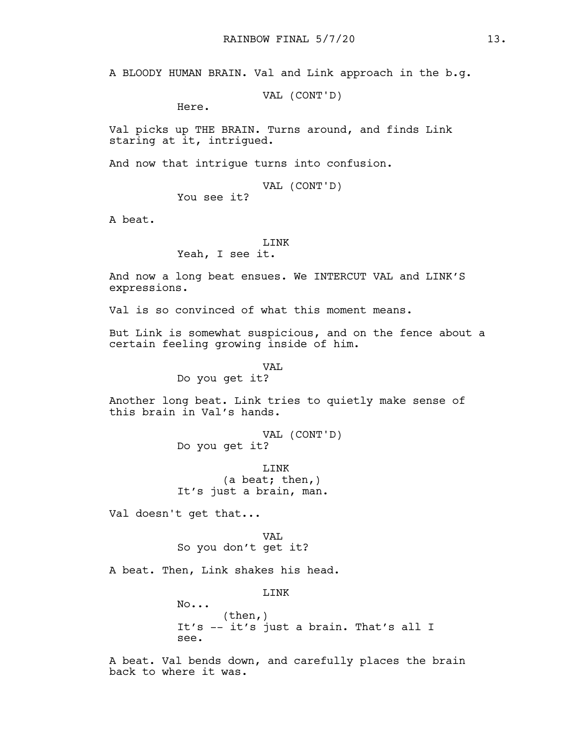A BLOODY HUMAN BRAIN. Val and Link approach in the b.g.

VAL (CONT'D)
Here.

Val picks up THE BRAIN. Turns around, and finds Link staring at it, intrigued.

And now that intrigue turns into confusion.

VAL (CONT'D)
You see it?

A beat.

LINK
Yeah, I see it.

And now a long beat ensues. We INTERCUT VAL and LINK'S expressions.

Val is so convinced of what this moment means.

But Link is somewhat suspicious, and on the fence about a certain feeling growing inside of him.

VAL
Do you get it?

Another long beat. Link tries to quietly make sense of this brain in Val's hands.

VAL (CONT'D)
Do you get it?

LINK
(a beat; then,)
It's just a brain, man.

Val doesn't get that...

VAL
So you don't get it?

A beat. Then, Link shakes his head.

LINK
No...
(then,)
It's -- it's just a brain. That's all I see.

A beat. Val bends down, and carefully places the brain back to where it was.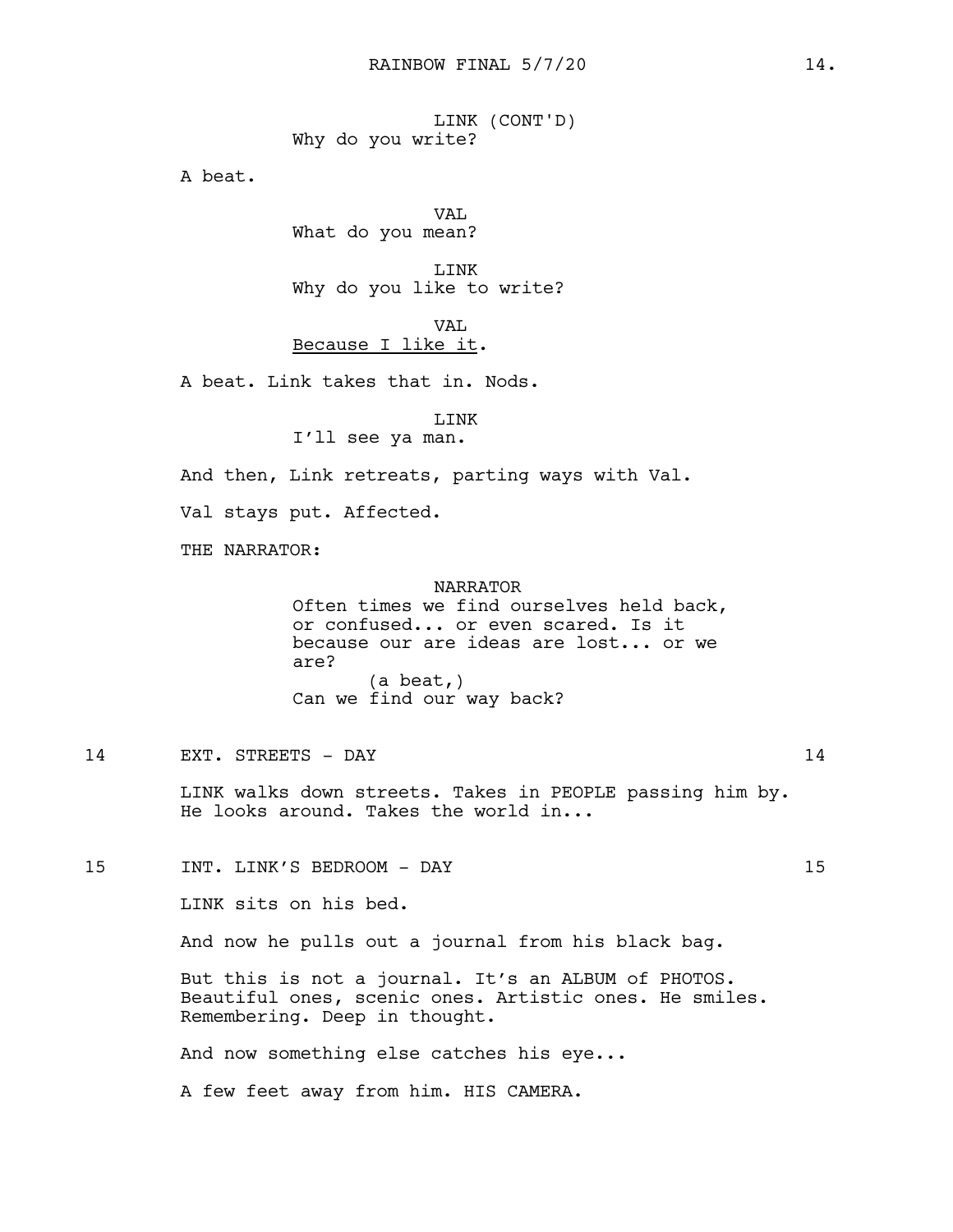LINK (CONT'D)
Why do you write?

A beat.

VAL
What do you mean?

LINK
Why do you like to write?

VAL
<u>Because I like it</u>.

A beat. Link takes that in. Nods.

LINK
I'll see ya man.

And then, Link retreats, parting ways with Val.

Val stays put. Affected.

THE NARRATOR:

NARRATOR
Often times we find ourselves held back, or confused... or even scared. Is it because our are ideas are lost... or we are?
(a beat,)
Can we find our way back?

14 EXT. STREETS - DAY 14

LINK walks down streets. Takes in PEOPLE passing him by. He looks around. Takes the world in...

15 INT. LINK'S BEDROOM - DAY 15

LINK sits on his bed.

And now he pulls out a journal from his black bag.

But this is not a journal. It's an ALBUM of PHOTOS. Beautiful ones, scenic ones. Artistic ones. He smiles. Remembering. Deep in thought.

And now something else catches his eye...

A few feet away from him. HIS CAMERA.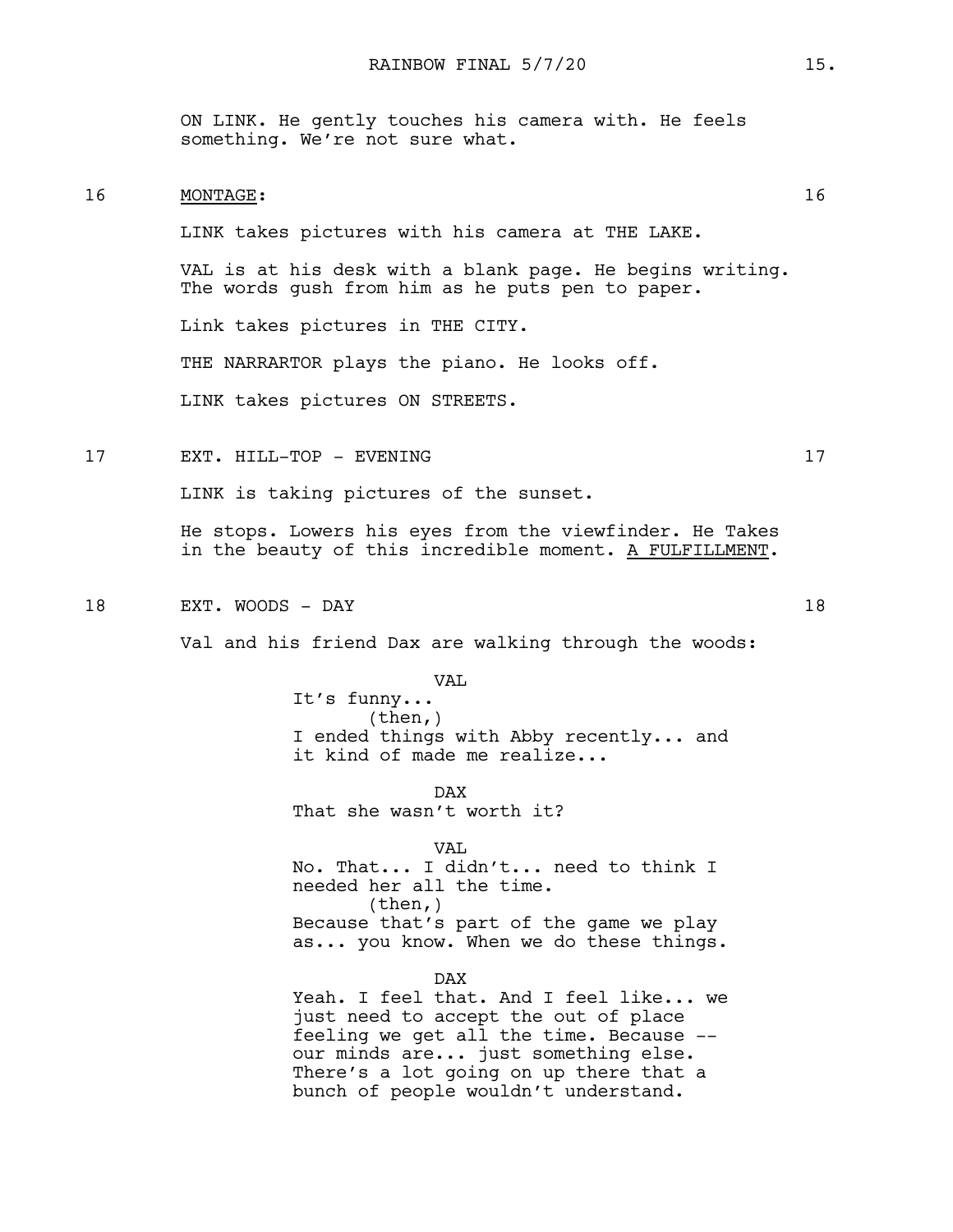ON LINK. He gently touches his camera with. He feels something. We're not sure what.

16 MONTAGE: 16

LINK takes pictures with his camera at THE LAKE.

VAL is at his desk with a blank page. He begins writing. The words gush from him as he puts pen to paper.

Link takes pictures in THE CITY.

THE NARRARTOR plays the piano. He looks off.

LINK takes pictures ON STREETS.

17 EXT. HILL-TOP - EVENING 17

LINK is taking pictures of the sunset.

He stops. Lowers his eyes from the viewfinder. He Takes in the beauty of this incredible moment. A FULFILLMENT.

18 EXT. WOODS - DAY 18

Val and his friend Dax are walking through the woods:

VAL
It's funny...
(then,)
I ended things with Abby recently... and it kind of made me realize...

DAX
That she wasn't worth it?

VAL
No. That... I didn't... need to think I needed her all the time.
(then,)
Because that's part of the game we play as... you know. When we do these things.

DAX
Yeah. I feel that. And I feel like... we just need to accept the out of place feeling we get all the time. Because -- our minds are... just something else. There's a lot going on up there that a bunch of people wouldn't understand.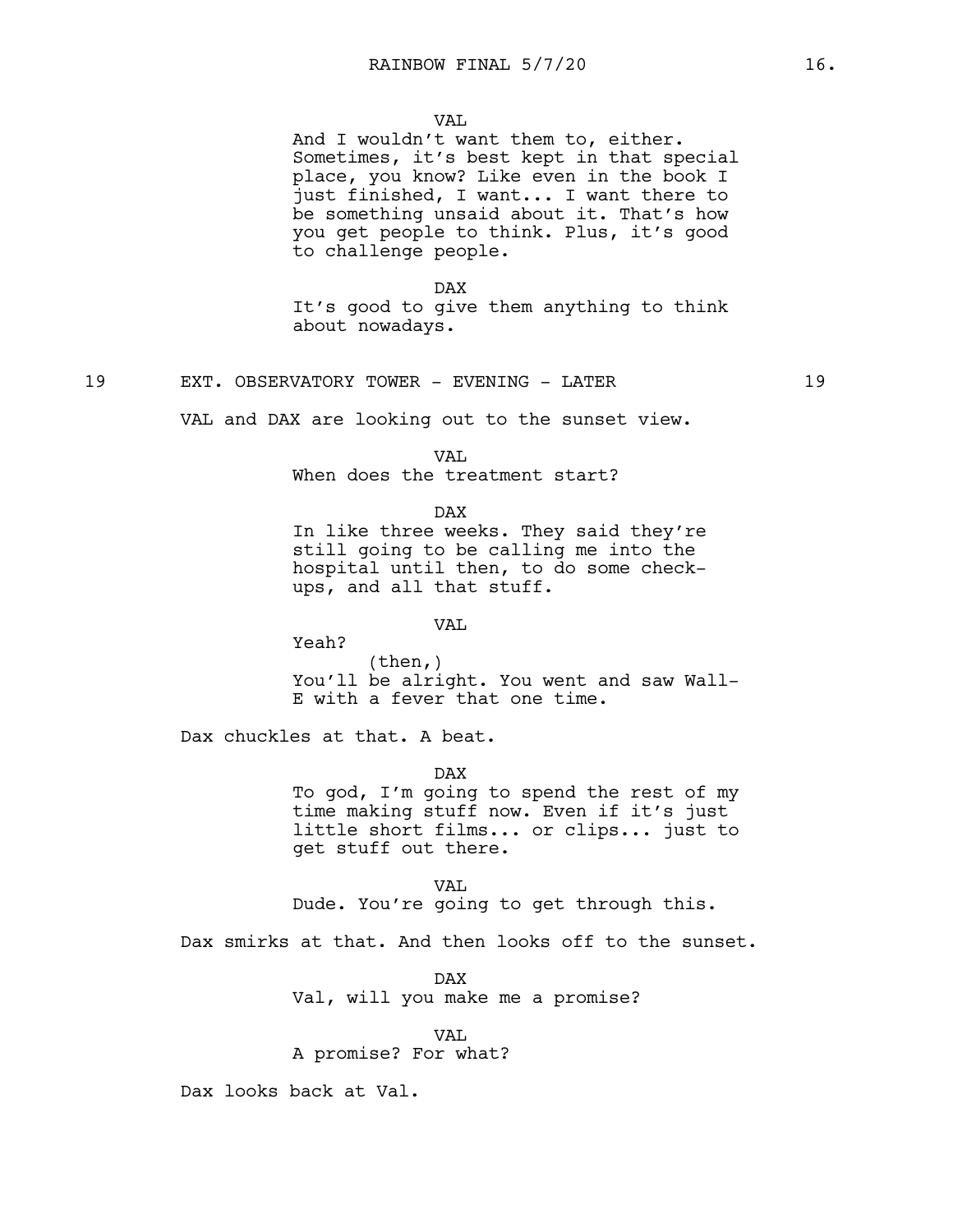VAL

And I wouldn't want them to, either. Sometimes, it's best kept in that special place, you know? Like even in the book I just finished, I want... I want there to be something unsaid about it. That's how you get people to think. Plus, it's good to challenge people.

DAX

It's good to give them anything to think about nowadays.

19 EXT. OBSERVATORY TOWER - EVENING - LATER 19

VAL and DAX are looking out to the sunset view.

VAL

When does the treatment start?

DAX

In like three weeks. They said they're still going to be calling me into the hospital until then, to do some check-ups, and all that stuff.

VAL

Yeah?

(then,)

You'll be alright. You went and saw Wall-E with a fever that one time.

Dax chuckles at that. A beat.

DAX

To god, I'm going to spend the rest of my time making stuff now. Even if it's just little short films... or clips... just to get stuff out there.

VAL

Dude. You're going to get through this.

Dax smirks at that. And then looks off to the sunset.

DAX

Val, will you make me a promise?

VAL

A promise? For what?

Dax looks back at Val.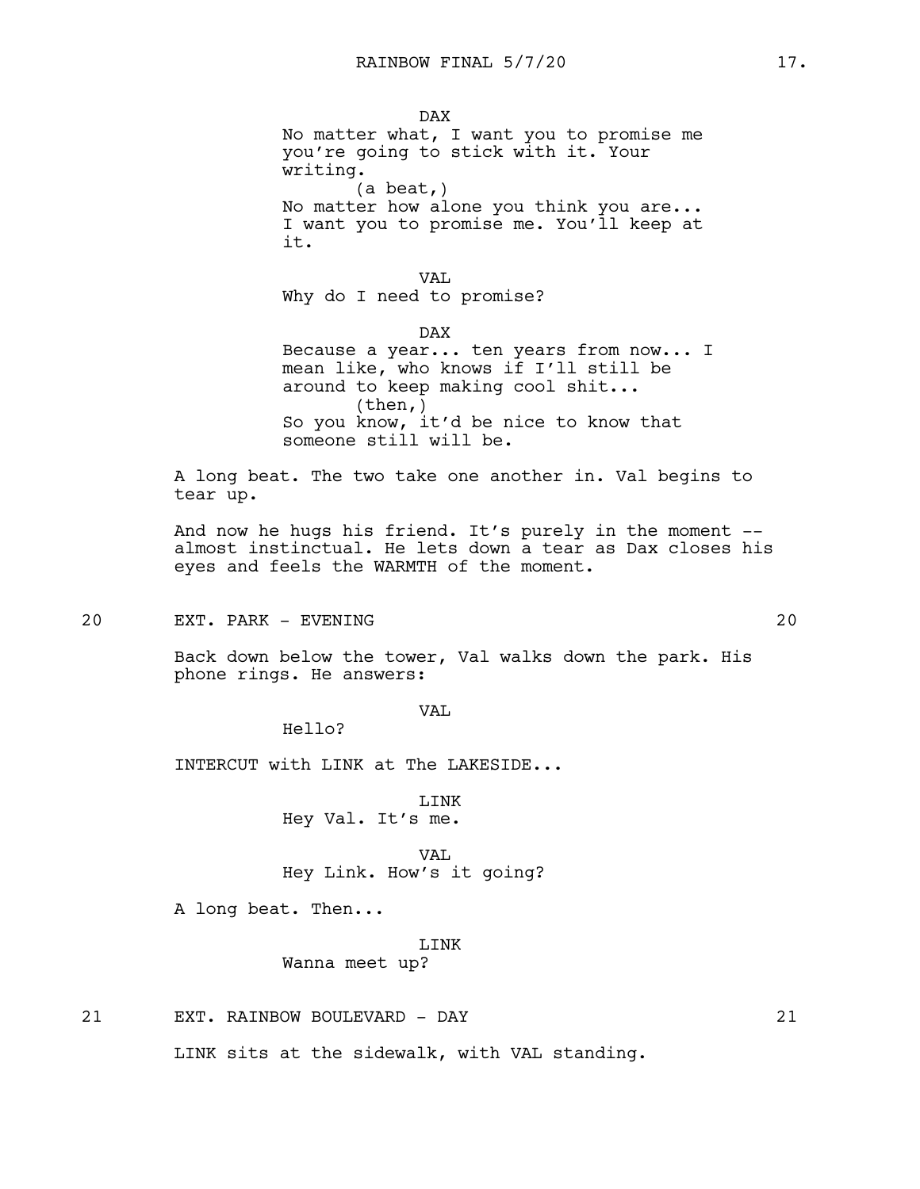DAX
No matter what, I want you to promise me you're going to stick with it. Your writing.
(a beat,)
No matter how alone you think you are... I want you to promise me. You'll keep at it.

VAL
Why do I need to promise?

DAX
Because a year... ten years from now... I mean like, who knows if I'll still be around to keep making cool shit...
(then,)
So you know, it'd be nice to know that someone still will be.

A long beat. The two take one another in. Val begins to tear up.

And now he hugs his friend. It's purely in the moment -- almost instinctual. He lets down a tear as Dax closes his eyes and feels the WARMTH of the moment.

20 EXT. PARK - EVENING 20

Back down below the tower, Val walks down the park. His phone rings. He answers:

VAL
Hello?

INTERCUT with LINK at The LAKESIDE...

LINK
Hey Val. It's me.

VAL
Hey Link. How's it going?

A long beat. Then...

LINK
Wanna meet up?

21 EXT. RAINBOW BOULEVARD - DAY 21

LINK sits at the sidewalk, with VAL standing.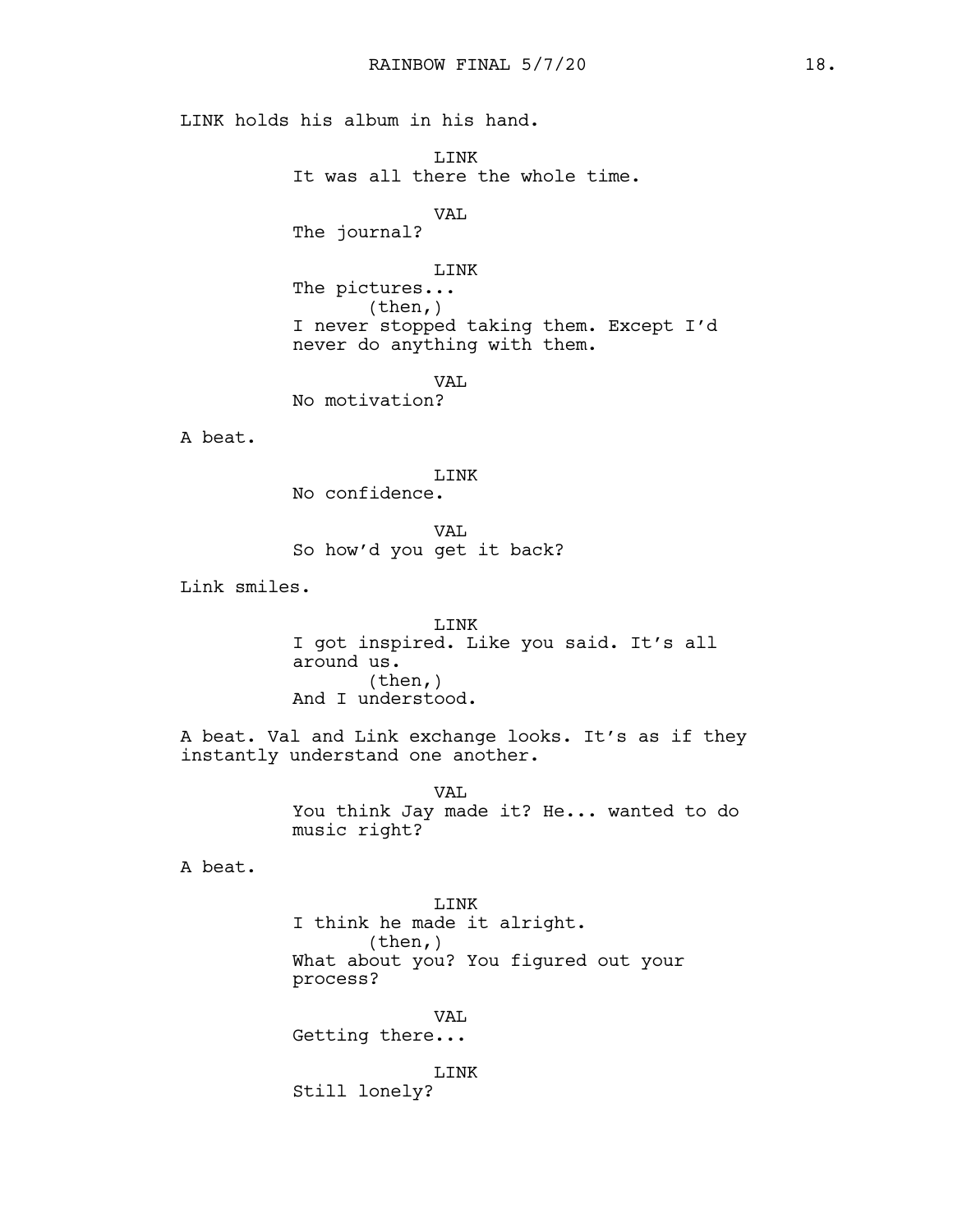LINK holds his album in his hand.

LINK
It was all there the whole time.

VAL
The journal?

LINK
The pictures...
(then,)
I never stopped taking them. Except I'd never do anything with them.

VAL
No motivation?

A beat.

LINK
No confidence.

VAL
So how'd you get it back?

Link smiles.

LINK
I got inspired. Like you said. It's all around us.
(then,)
And I understood.

A beat. Val and Link exchange looks. It's as if they instantly understand one another.

VAL
You think Jay made it? He... wanted to do music right?

A beat.

LINK
I think he made it alright.
(then,)
What about you? You figured out your process?

VAL
Getting there...

LINK
Still lonely?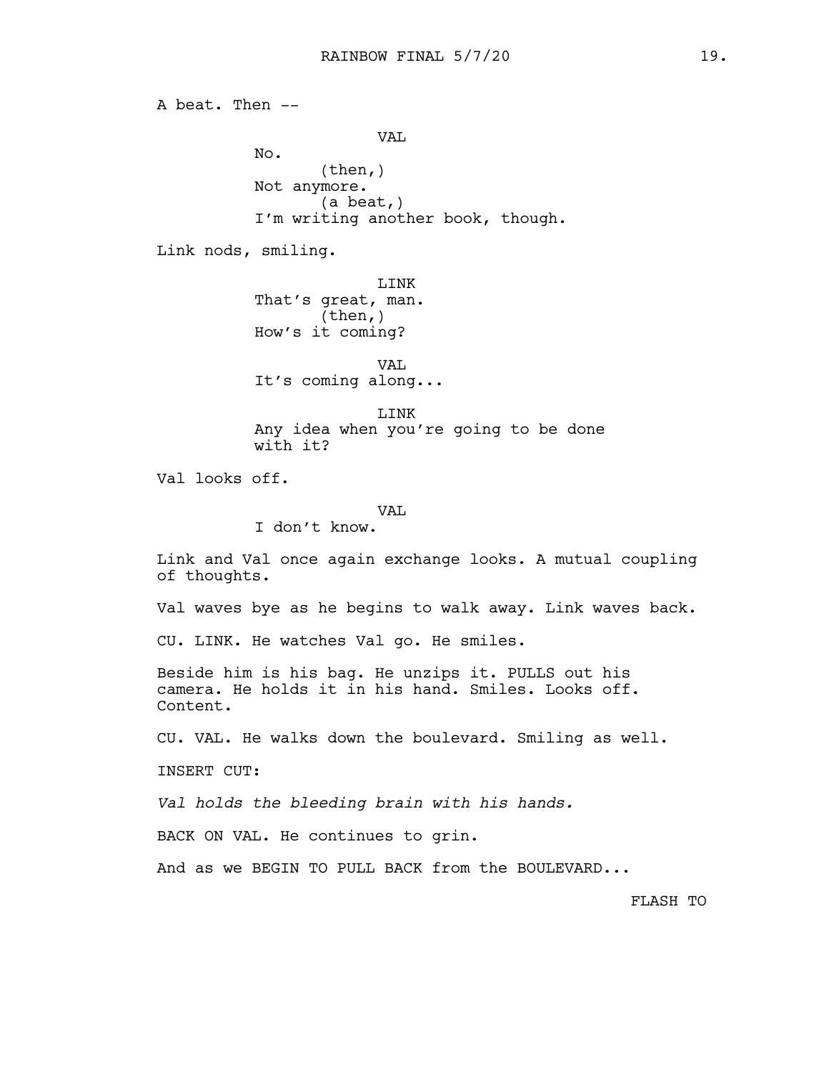A beat. Then --

VAL
No.
(then,)
Not anymore.
(a beat,)
I'm writing another book, though.

Link nods, smiling.

LINK
That's great, man.
(then,)
How's it coming?

VAL
It's coming along...

LINK
Any idea when you're going to be done with it?

Val looks off.

VAL
I don't know.

Link and Val once again exchange looks. A mutual coupling of thoughts.

Val waves bye as he begins to walk away. Link waves back.

CU. LINK. He watches Val go. He smiles.

Beside him is his bag. He unzips it. PULLS out his camera. He holds it in his hand. Smiles. Looks off. Content.

CU. VAL. He walks down the boulevard. Smiling as well.

INSERT CUT:

*Val holds the bleeding brain with his hands.*

BACK ON VAL. He continues to grin.

And as we BEGIN TO PULL BACK from the BOULEVARD...

FLASH TO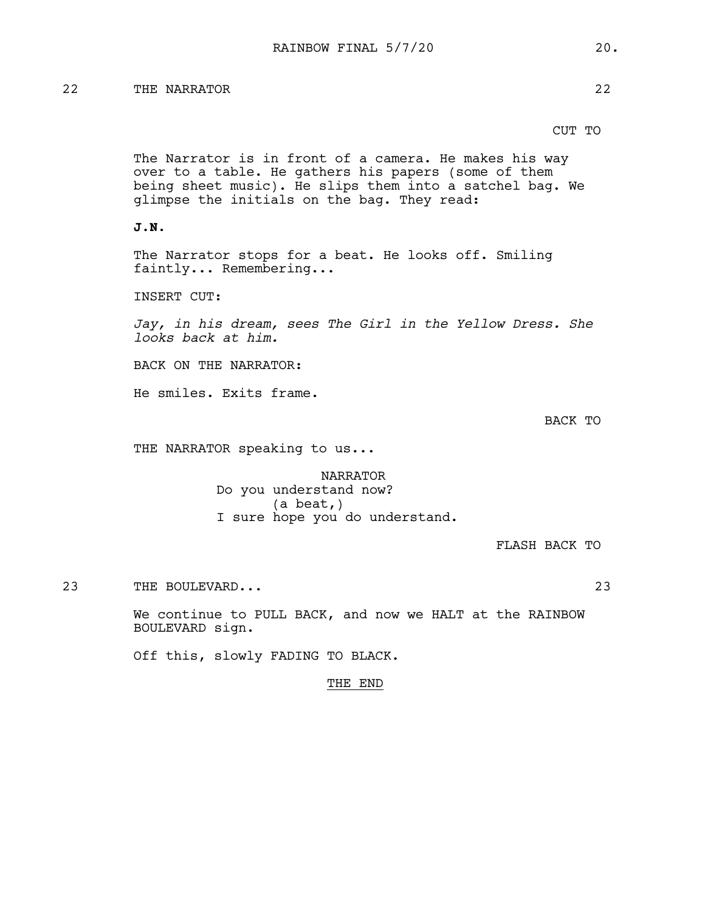22 THE NARRATOR 22

CUT TO

The Narrator is in front of a camera. He makes his way over to a table. He gathers his papers (some of them being sheet music). He slips them into a satchel bag. We glimpse the initials on the bag. They read:

**J.N.**

The Narrator stops for a beat. He looks off. Smiling faintly... Remembering...

INSERT CUT:

*Jay, in his dream, sees The Girl in the Yellow Dress. She looks back at him.*

BACK ON THE NARRATOR:

He smiles. Exits frame.

BACK TO

THE NARRATOR speaking to us...

NARRATOR
Do you understand now?
(a beat,)
I sure hope you do understand.

FLASH BACK TO

23 THE BOULEVARD... 23

We continue to PULL BACK, and now we HALT at the RAINBOW BOULEVARD sign.

Off this, slowly FADING TO BLACK.

<u>THE END</u>